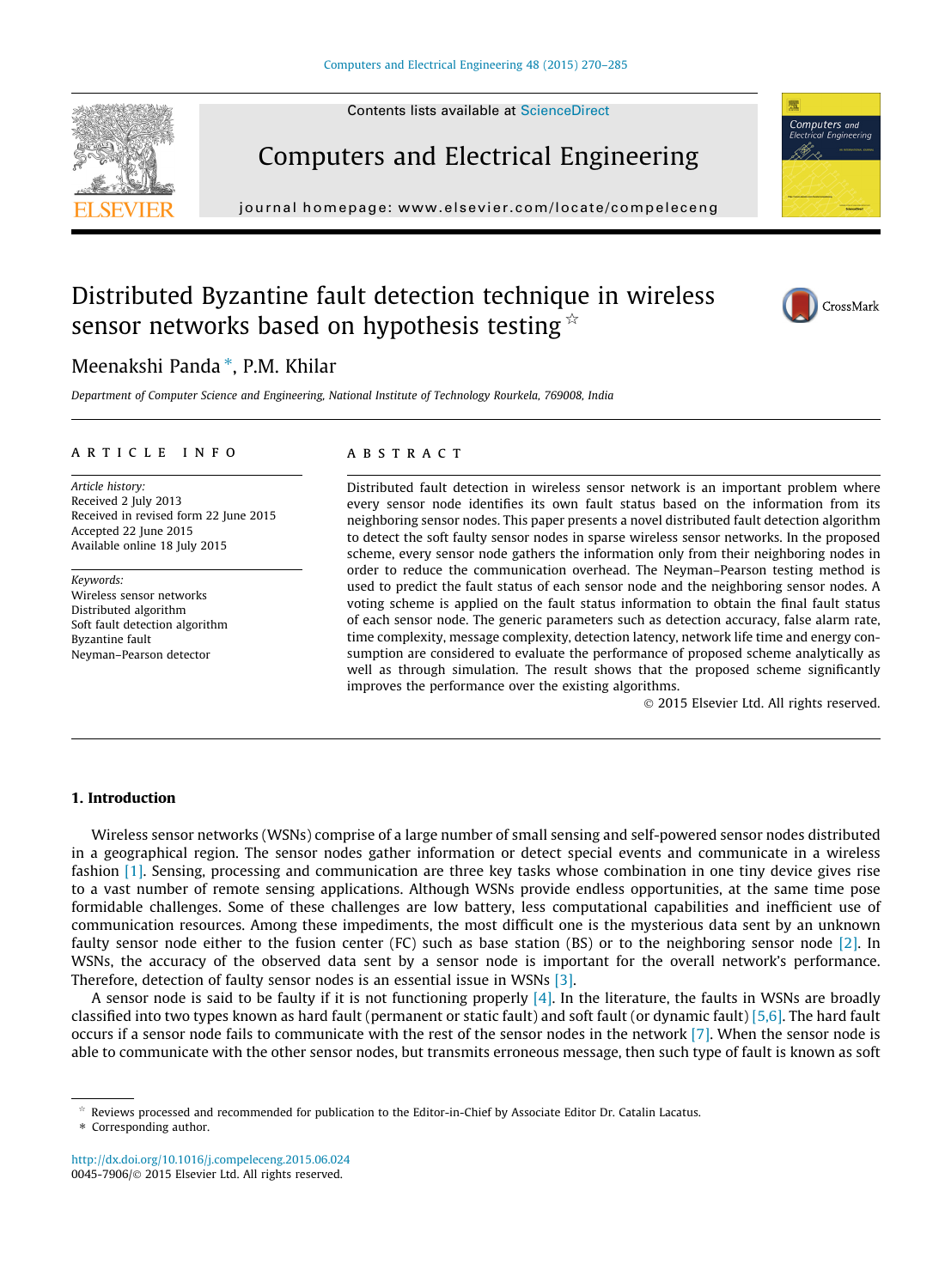Contents lists available at ScienceDirect

# Computers and Electrical Engineering

journal homepage: www.elsevier.com/locate/compeleceng

# Distributed Byzantine fault detection technique in wireless sensor networks based on hypothesis testing ☆

Meenakshi Panda *, P.M. Khilar

*Department of Computer Science and Engineering, National Institute of Technology Rourkela, 769008, India*

## ARTICLE INFO

*Article history:*
Received 2 July 2013
Received in revised form 22 June 2015
Accepted 22 June 2015
Available online 18 July 2015

*Keywords:*
Wireless sensor networks
Distributed algorithm
Soft fault detection algorithm
Byzantine fault
Neyman–Pearson detector

## ABSTRACT

Distributed fault detection in wireless sensor network is an important problem where every sensor node identifies its own fault status based on the information from its neighboring sensor nodes. This paper presents a novel distributed fault detection algorithm to detect the soft faulty sensor nodes in sparse wireless sensor networks. In the proposed scheme, every sensor node gathers the information only from their neighboring nodes in order to reduce the communication overhead. The Neyman–Pearson testing method is used to predict the fault status of each sensor node and the neighboring sensor nodes. A voting scheme is applied on the fault status information to obtain the final fault status of each sensor node. The generic parameters such as detection accuracy, false alarm rate, time complexity, message complexity, detection latency, network life time and energy consumption are considered to evaluate the performance of proposed scheme analytically as well as through simulation. The result shows that the proposed scheme significantly improves the performance over the existing algorithms.

© 2015 Elsevier Ltd. All rights reserved.

## 1. Introduction

Wireless sensor networks (WSNs) comprise of a large number of small sensing and self-powered sensor nodes distributed in a geographical region. The sensor nodes gather information or detect special events and communicate in a wireless fashion [1]. Sensing, processing and communication are three key tasks whose combination in one tiny device gives rise to a vast number of remote sensing applications. Although WSNs provide endless opportunities, at the same time pose formidable challenges. Some of these challenges are low battery, less computational capabilities and inefficient use of communication resources. Among these impediments, the most difficult one is the mysterious data sent by an unknown faulty sensor node either to the fusion center (FC) such as base station (BS) or to the neighboring sensor node [2]. In WSNs, the accuracy of the observed data sent by a sensor node is important for the overall network's performance. Therefore, detection of faulty sensor nodes is an essential issue in WSNs [3].

A sensor node is said to be faulty if it is not functioning properly [4]. In the literature, the faults in WSNs are broadly classified into two types known as hard fault (permanent or static fault) and soft fault (or dynamic fault) [5,6]. The hard fault occurs if a sensor node fails to communicate with the rest of the sensor nodes in the network [7]. When the sensor node is able to communicate with the other sensor nodes, but transmits erroneous message, then such type of fault is known as soft

☆ Reviews processed and recommended for publication to the Editor-in-Chief by Associate Editor Dr. Catalin Lacatus.
* Corresponding author.

http://dx.doi.org/10.1016/j.compeleceng.2015.06.024
0045-7906/© 2015 Elsevier Ltd. All rights reserved.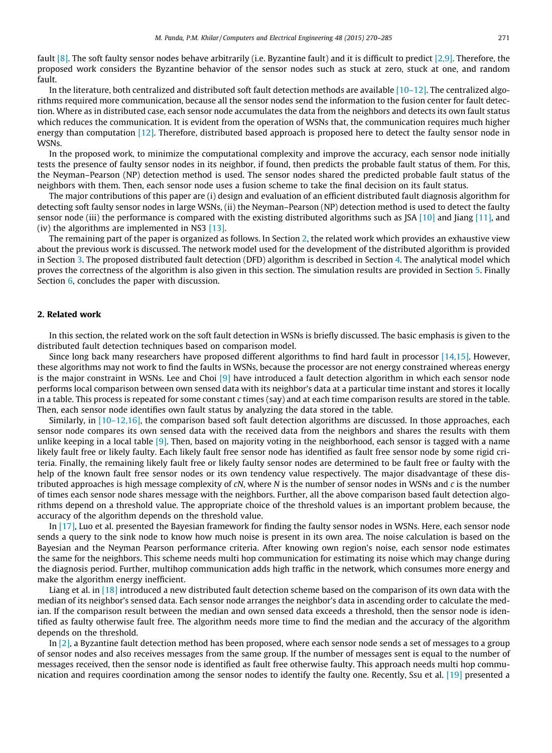fault [8]. The soft faulty sensor nodes behave arbitrarily (i.e. Byzantine fault) and it is difficult to predict [2,9]. Therefore, the proposed work considers the Byzantine behavior of the sensor nodes such as stuck at zero, stuck at one, and random fault.

In the literature, both centralized and distributed soft fault detection methods are available [10–12]. The centralized algorithms required more communication, because all the sensor nodes send the information to the fusion center for fault detection. Where as in distributed case, each sensor node accumulates the data from the neighbors and detects its own fault status which reduces the communication. It is evident from the operation of WSNs that, the communication requires much higher energy than computation [12]. Therefore, distributed based approach is proposed here to detect the faulty sensor node in WSNs.

In the proposed work, to minimize the computational complexity and improve the accuracy, each sensor node initially tests the presence of faulty sensor nodes in its neighbor, if found, then predicts the probable fault status of them. For this, the Neyman–Pearson (NP) detection method is used. The sensor nodes shared the predicted probable fault status of the neighbors with them. Then, each sensor node uses a fusion scheme to take the final decision on its fault status.

The major contributions of this paper are (i) design and evaluation of an efficient distributed fault diagnosis algorithm for detecting soft faulty sensor nodes in large WSNs, (ii) the Neyman–Pearson (NP) detection method is used to detect the faulty sensor node (iii) the performance is compared with the existing distributed algorithms such as JSA [10] and Jiang [11], and (iv) the algorithms are implemented in NS3 [13].

The remaining part of the paper is organized as follows. In Section 2, the related work which provides an exhaustive view about the previous work is discussed. The network model used for the development of the distributed algorithm is provided in Section 3. The proposed distributed fault detection (DFD) algorithm is described in Section 4. The analytical model which proves the correctness of the algorithm is also given in this section. The simulation results are provided in Section 5. Finally Section 6, concludes the paper with discussion.

## 2. Related work

In this section, the related work on the soft fault detection in WSNs is briefly discussed. The basic emphasis is given to the distributed fault detection techniques based on comparison model.

Since long back many researchers have proposed different algorithms to find hard fault in processor [14,15]. However, these algorithms may not work to find the faults in WSNs, because the processor are not energy constrained whereas energy is the major constraint in WSNs. Lee and Choi [9] have introduced a fault detection algorithm in which each sensor node performs local comparison between own sensed data with its neighbor's data at a particular time instant and stores it locally in a table. This process is repeated for some constant $c$ times (say) and at each time comparison results are stored in the table. Then, each sensor node identifies own fault status by analyzing the data stored in the table.

Similarly, in [10–12,16], the comparison based soft fault detection algorithms are discussed. In those approaches, each sensor node compares its own sensed data with the received data from the neighbors and shares the results with them unlike keeping in a local table [9]. Then, based on majority voting in the neighborhood, each sensor is tagged with a name likely fault free or likely faulty. Each likely fault free sensor node has identified as fault free sensor node by some rigid criteria. Finally, the remaining likely fault free or likely faulty sensor nodes are determined to be fault free or faulty with the help of the known fault free sensor nodes or its own tendency value respectively. The major disadvantage of these distributed approaches is high message complexity of $cN$, where $N$ is the number of sensor nodes in WSNs and $c$ is the number of times each sensor node shares message with the neighbors. Further, all the above comparison based fault detection algorithms depend on a threshold value. The appropriate choice of the threshold values is an important problem because, the accuracy of the algorithm depends on the threshold value.

In [17], Luo et al. presented the Bayesian framework for finding the faulty sensor nodes in WSNs. Here, each sensor node sends a query to the sink node to know how much noise is present in its own area. The noise calculation is based on the Bayesian and the Neyman Pearson performance criteria. After knowing own region's noise, each sensor node estimates the same for the neighbors. This scheme needs multi hop communication for estimating its noise which may change during the diagnosis period. Further, multihop communication adds high traffic in the network, which consumes more energy and make the algorithm energy inefficient.

Liang et al. in [18] introduced a new distributed fault detection scheme based on the comparison of its own data with the median of its neighbor's sensed data. Each sensor node arranges the neighbor's data in ascending order to calculate the median. If the comparison result between the median and own sensed data exceeds a threshold, then the sensor node is identified as faulty otherwise fault free. The algorithm needs more time to find the median and the accuracy of the algorithm depends on the threshold.

In [2], a Byzantine fault detection method has been proposed, where each sensor node sends a set of messages to a group of sensor nodes and also receives messages from the same group. If the number of messages sent is equal to the number of messages received, then the sensor node is identified as fault free otherwise faulty. This approach needs multi hop communication and requires coordination among the sensor nodes to identify the faulty one. Recently, Ssu et al. [19] presented a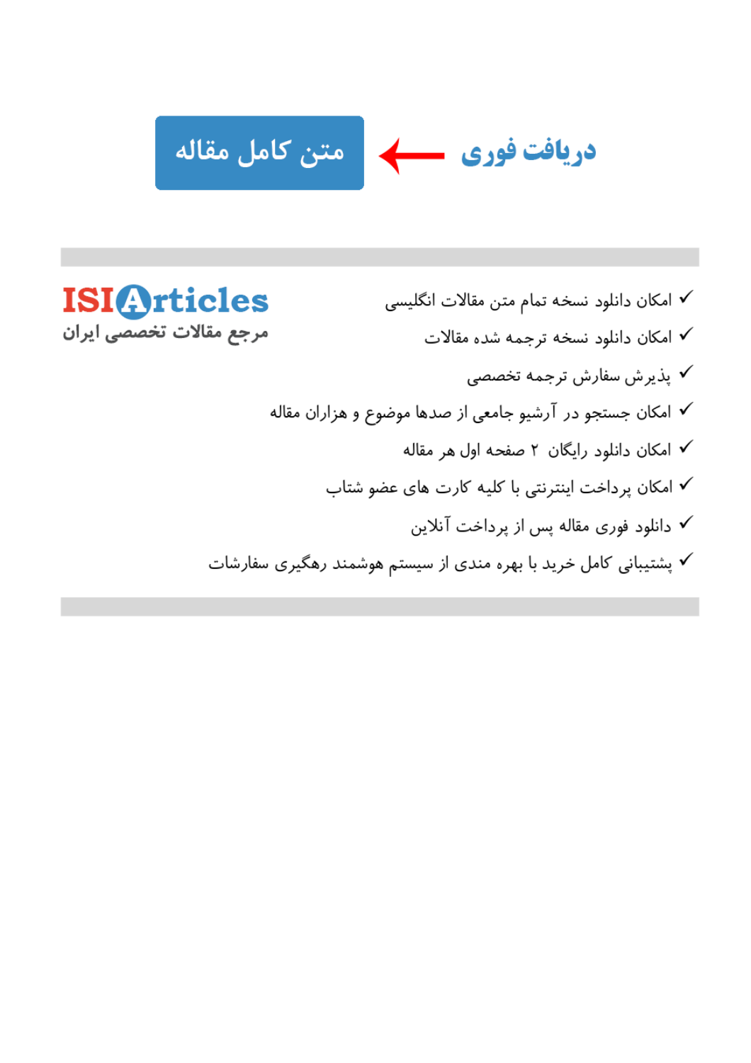دریافت فوری ← متن کامل مقاله

ISIArticles
مرجع مقالات تخصصی ایران

- ✓ امکان دانلود نسخه تمام متن مقالات انگلیسی
- ✓ امکان دانلود نسخه ترجمه شده مقالات
- ✓ پذیرش سفارش ترجمه تخصصی
- ✓ امکان جستجو در آرشیو جامعی از صدها موضوع و هزاران مقاله
- ✓ امکان دانلود رایگان ۲ صفحه اول هر مقاله
- ✓ امکان پرداخت اینترنتی با کلیه کارت های عضو شتاب
- ✓ دانلود فوری مقاله پس از پرداخت آنلاین
- ✓ پشتیبانی کامل خرید با بهره مندی از سیستم هوشمند رهگیری سفارشات